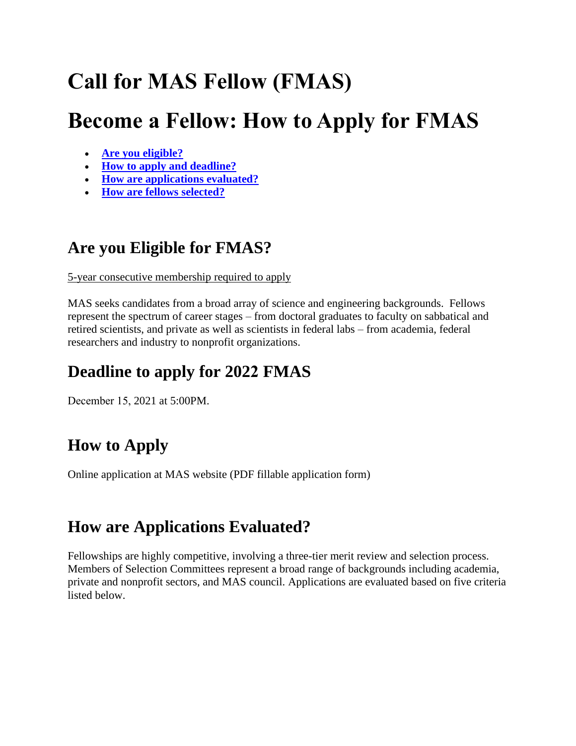# Call for MAS Fellow (FMAS)

# Become a Fellow: How to Apply for FMAS

- **Are you eligible?**
- **How to apply and deadline?**
- **How are applications evaluated?**
- **How are fellows selected?**

## Are you Eligible for FMAS?

5-year consecutive membership required to apply

MAS seeks candidates from a broad array of science and engineering backgrounds. Fellows represent the spectrum of career stages – from doctoral graduates to faculty on sabbatical and retired scientists, and private as well as scientists in federal labs – from academia, federal researchers and industry to nonprofit organizations.

## Deadline to apply for 2022 FMAS

December 15, 2021 at 5:00PM.

## How to Apply

Online application at MAS website (PDF fillable application form)

## How are Applications Evaluated?

Fellowships are highly competitive, involving a three-tier merit review and selection process. Members of Selection Committees represent a broad range of backgrounds including academia, private and nonprofit sectors, and MAS council. Applications are evaluated based on five criteria listed below.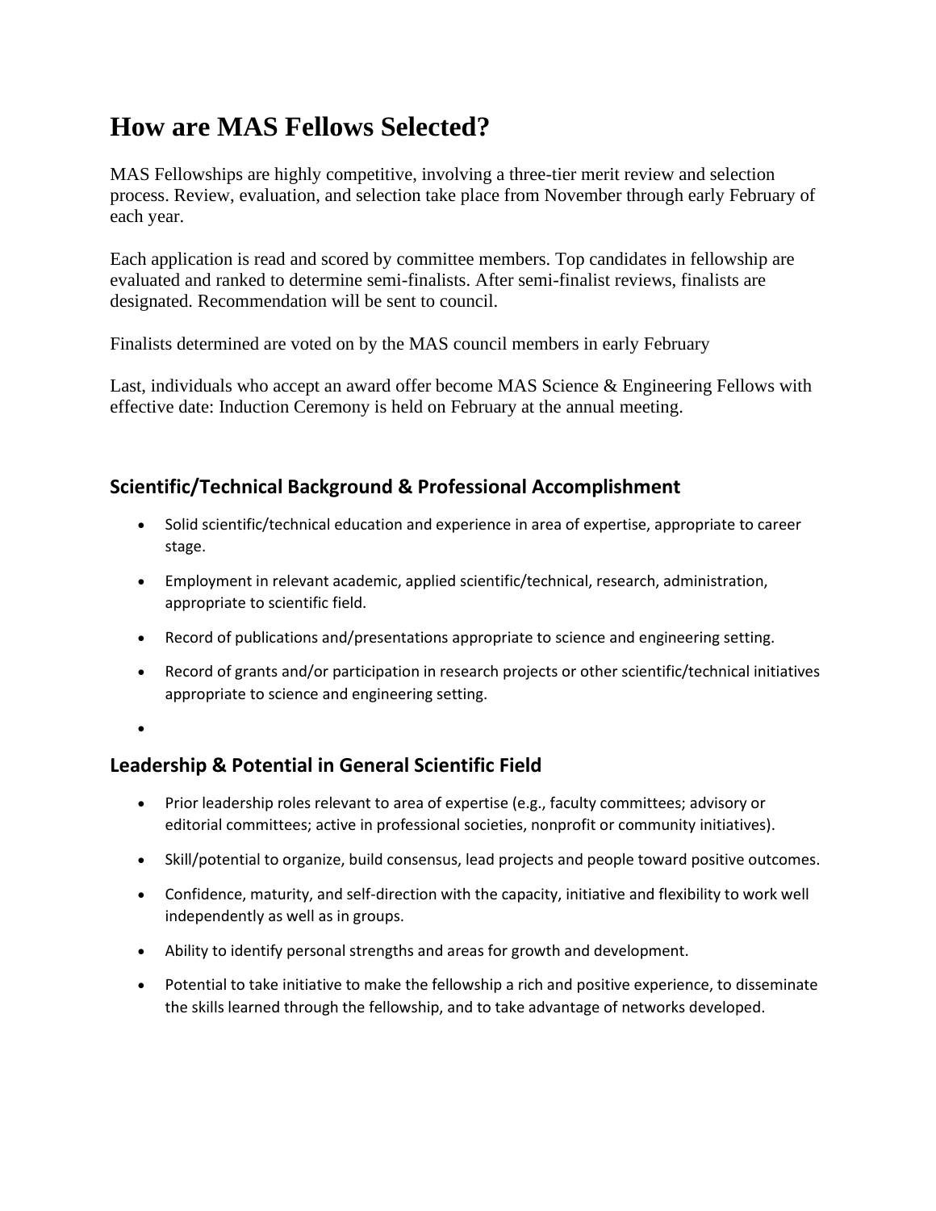# How are MAS Fellows Selected?

MAS Fellowships are highly competitive, involving a three-tier merit review and selection process. Review, evaluation, and selection take place from November through early February of each year.

Each application is read and scored by committee members. Top candidates in fellowship are evaluated and ranked to determine semi-finalists. After semi-finalist reviews, finalists are designated. Recommendation will be sent to council.

Finalists determined are voted on by the MAS council members in early February

Last, individuals who accept an award offer become MAS Science & Engineering Fellows with effective date: Induction Ceremony is held on February at the annual meeting.

## Scientific/Technical Background & Professional Accomplishment

- Solid scientific/technical education and experience in area of expertise, appropriate to career stage.
- Employment in relevant academic, applied scientific/technical, research, administration, appropriate to scientific field.
- Record of publications and/presentations appropriate to science and engineering setting.
- Record of grants and/or participation in research projects or other scientific/technical initiatives appropriate to science and engineering setting.

## Leadership & Potential in General Scientific Field

- Prior leadership roles relevant to area of expertise (e.g., faculty committees; advisory or editorial committees; active in professional societies, nonprofit or community initiatives).
- Skill/potential to organize, build consensus, lead projects and people toward positive outcomes.
- Confidence, maturity, and self-direction with the capacity, initiative and flexibility to work well independently as well as in groups.
- Ability to identify personal strengths and areas for growth and development.
- Potential to take initiative to make the fellowship a rich and positive experience, to disseminate the skills learned through the fellowship, and to take advantage of networks developed.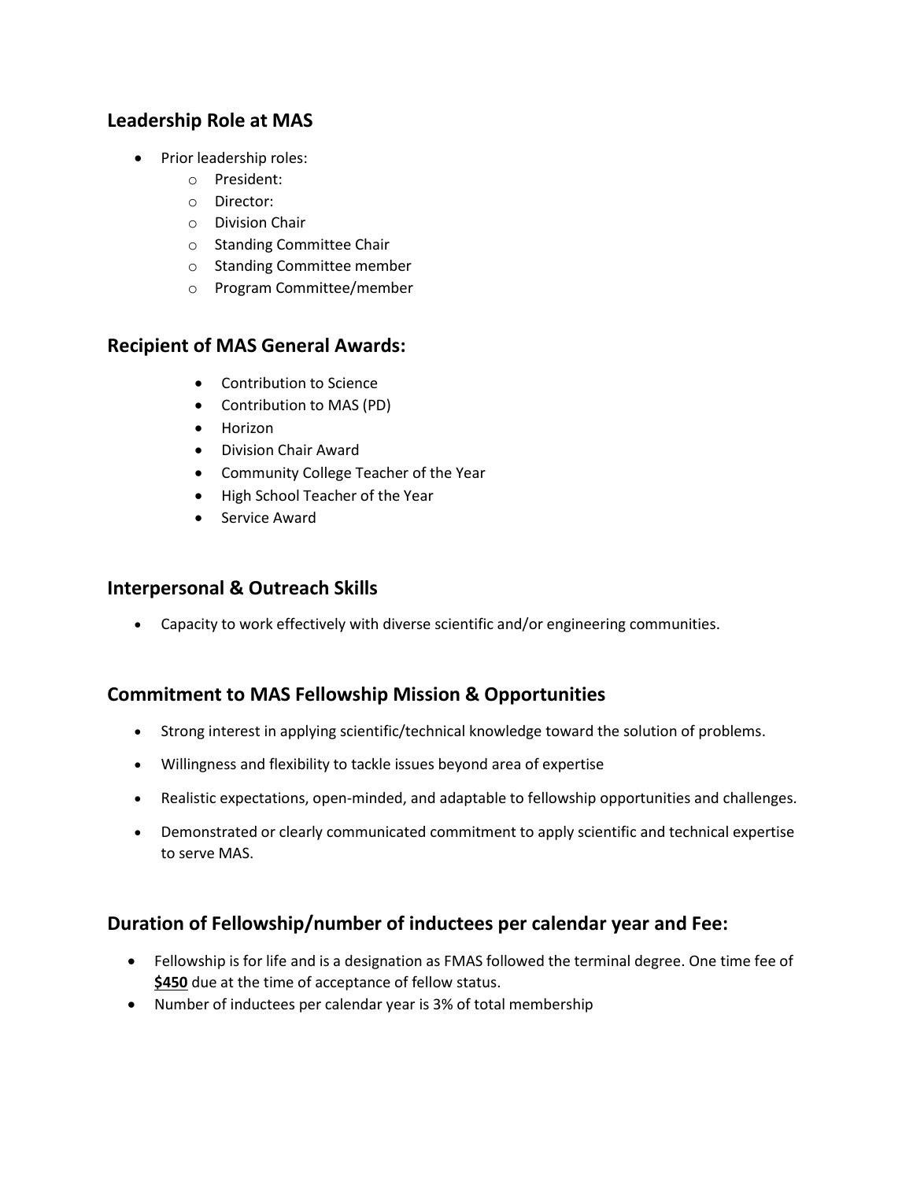## Leadership Role at MAS

- Prior leadership roles:
  - President:
  - Director:
  - Division Chair
  - Standing Committee Chair
  - Standing Committee member
  - Program Committee/member

## Recipient of MAS General Awards:

- Contribution to Science
- Contribution to MAS (PD)
- Horizon
- Division Chair Award
- Community College Teacher of the Year
- High School Teacher of the Year
- Service Award

## Interpersonal & Outreach Skills

- Capacity to work effectively with diverse scientific and/or engineering communities.

## Commitment to MAS Fellowship Mission & Opportunities

- Strong interest in applying scientific/technical knowledge toward the solution of problems.
- Willingness and flexibility to tackle issues beyond area of expertise
- Realistic expectations, open-minded, and adaptable to fellowship opportunities and challenges.
- Demonstrated or clearly communicated commitment to apply scientific and technical expertise to serve MAS.

## Duration of Fellowship/number of inductees per calendar year and Fee:

- Fellowship is for life and is a designation as FMAS followed the terminal degree. One time fee of **$450** due at the time of acceptance of fellow status.
- Number of inductees per calendar year is 3% of total membership